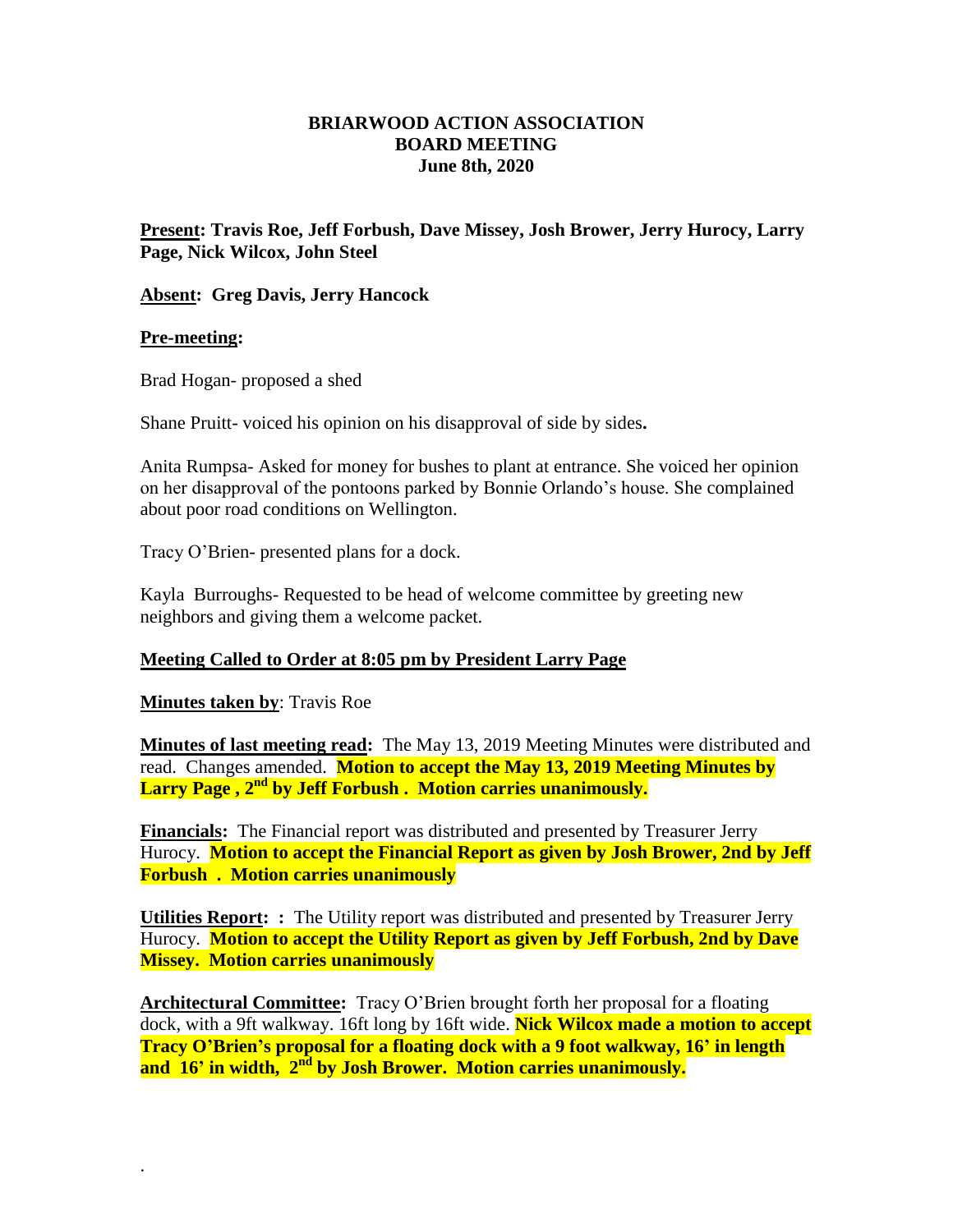**BRIARWOOD ACTION ASSOCIATION**
**BOARD MEETING**
**June 8th, 2020**

**Present: Travis Roe, Jeff Forbush, Dave Missey, Josh Brower, Jerry Hurocy, Larry Page, Nick Wilcox, John Steel**

**Absent: Greg Davis, Jerry Hancock**

**Pre-meeting:**

Brad Hogan- proposed a shed

Shane Pruitt- voiced his opinion on his disapproval of side by sides**.**

Anita Rumpsa- Asked for money for bushes to plant at entrance. She voiced her opinion on her disapproval of the pontoons parked by Bonnie Orlando's house. She complained about poor road conditions on Wellington.

Tracy O'Brien- presented plans for a dock.

Kayla Burroughs- Requested to be head of welcome committee by greeting new neighbors and giving them a welcome packet.

**Meeting Called to Order at 8:05 pm by President Larry Page**

**Minutes taken by**: Travis Roe

**Minutes of last meeting read:** The May 13, 2019 Meeting Minutes were distributed and read. Changes amended. **Motion to accept the May 13, 2019 Meeting Minutes by Larry Page , 2nd by Jeff Forbush . Motion carries unanimously.**

**Financials:** The Financial report was distributed and presented by Treasurer Jerry Hurocy. **Motion to accept the Financial Report as given by Josh Brower, 2nd by Jeff Forbush . Motion carries unanimously**

**Utilities Report: :** The Utility report was distributed and presented by Treasurer Jerry Hurocy. **Motion to accept the Utility Report as given by Jeff Forbush, 2nd by Dave Missey. Motion carries unanimously**

**Architectural Committee:** Tracy O'Brien brought forth her proposal for a floating dock, with a 9ft walkway. 16ft long by 16ft wide. **Nick Wilcox made a motion to accept Tracy O'Brien's proposal for a floating dock with a 9 foot walkway, 16' in length and 16' in width, 2nd by Josh Brower. Motion carries unanimously.**

.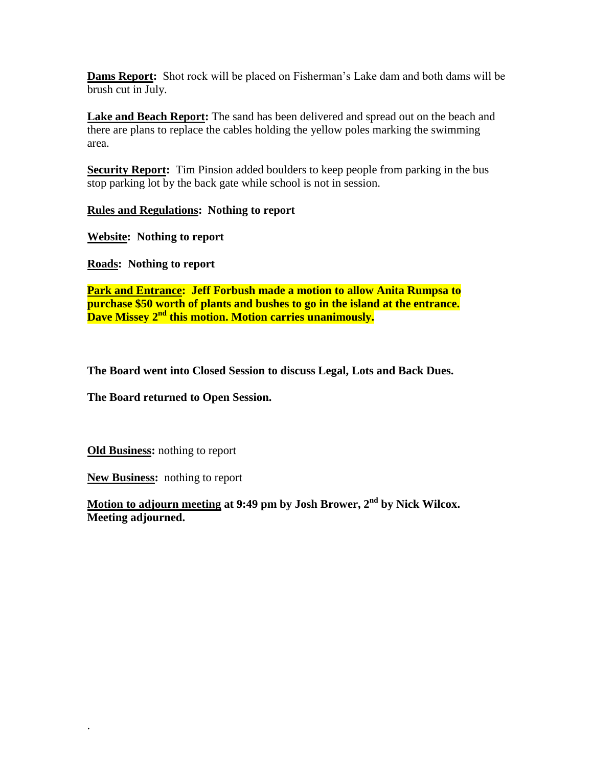**<u>Dams Report</u>:** Shot rock will be placed on Fisherman's Lake dam and both dams will be brush cut in July.

**<u>Lake and Beach Report</u>:** The sand has been delivered and spread out on the beach and there are plans to replace the cables holding the yellow poles marking the swimming area.

**<u>Security Report</u>:** Tim Pinsion added boulders to keep people from parking in the bus stop parking lot by the back gate while school is not in session.

**<u>Rules and Regulations</u>: Nothing to report**

**<u>Website</u>: Nothing to report**

**<u>Roads</u>: Nothing to report**

**<u>Park and Entrance</u>: Jeff Forbush made a motion to allow Anita Rumpsa to purchase $50 worth of plants and bushes to go in the island at the entrance. Dave Missey 2nd this motion. Motion carries unanimously.**

**The Board went into Closed Session to discuss Legal, Lots and Back Dues.**

**The Board returned to Open Session.**

**<u>Old Business</u>:** nothing to report

**<u>New Business</u>:** nothing to report

**<u>Motion to adjourn meeting</u> at 9:49 pm by Josh Brower, 2nd by Nick Wilcox. Meeting adjourned.**